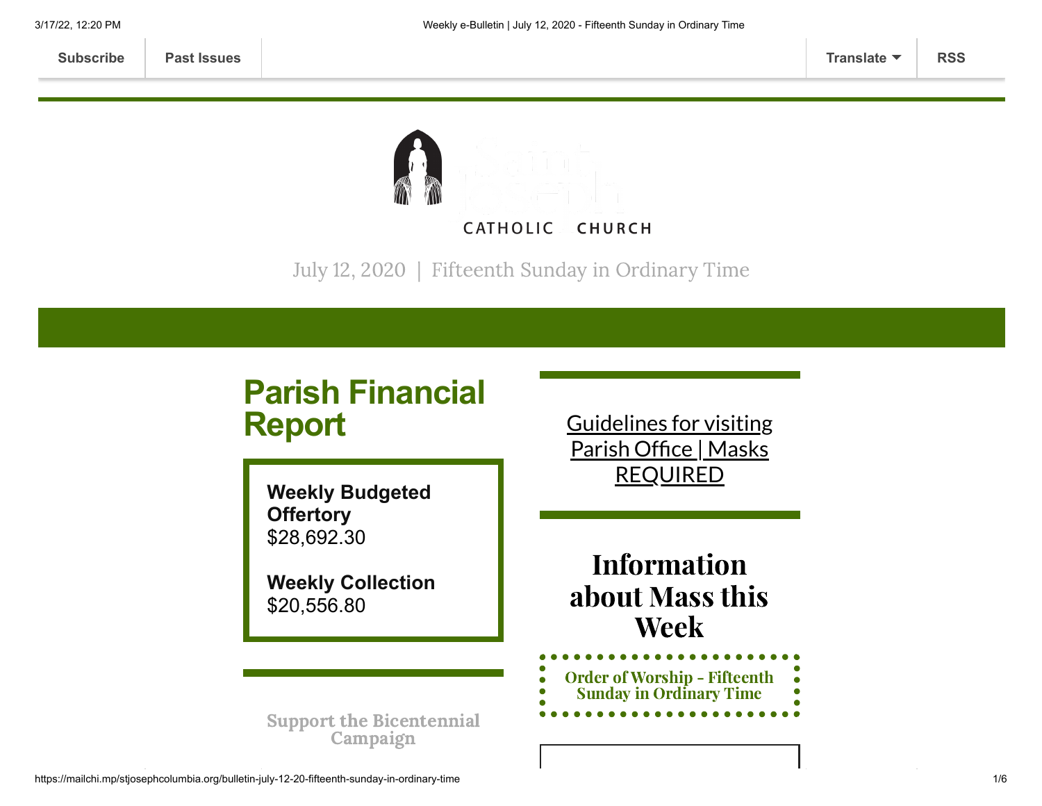Subscribe | Past Issues | Translate | RSS

CATHOLIC CHURCH

July 12, 2020 | Fifteenth Sunday in Ordinary Time

## Parish Financial Report

**Weekly Budgeted Offertory**
$28,692.30

**Weekly Collection**
$20,556.80

Support the Bicentennial Campaign

Guidelines for visiting Parish Office | Masks REQUIRED

## Information about Mass this Week

Order of Worship - Fifteenth Sunday in Ordinary Time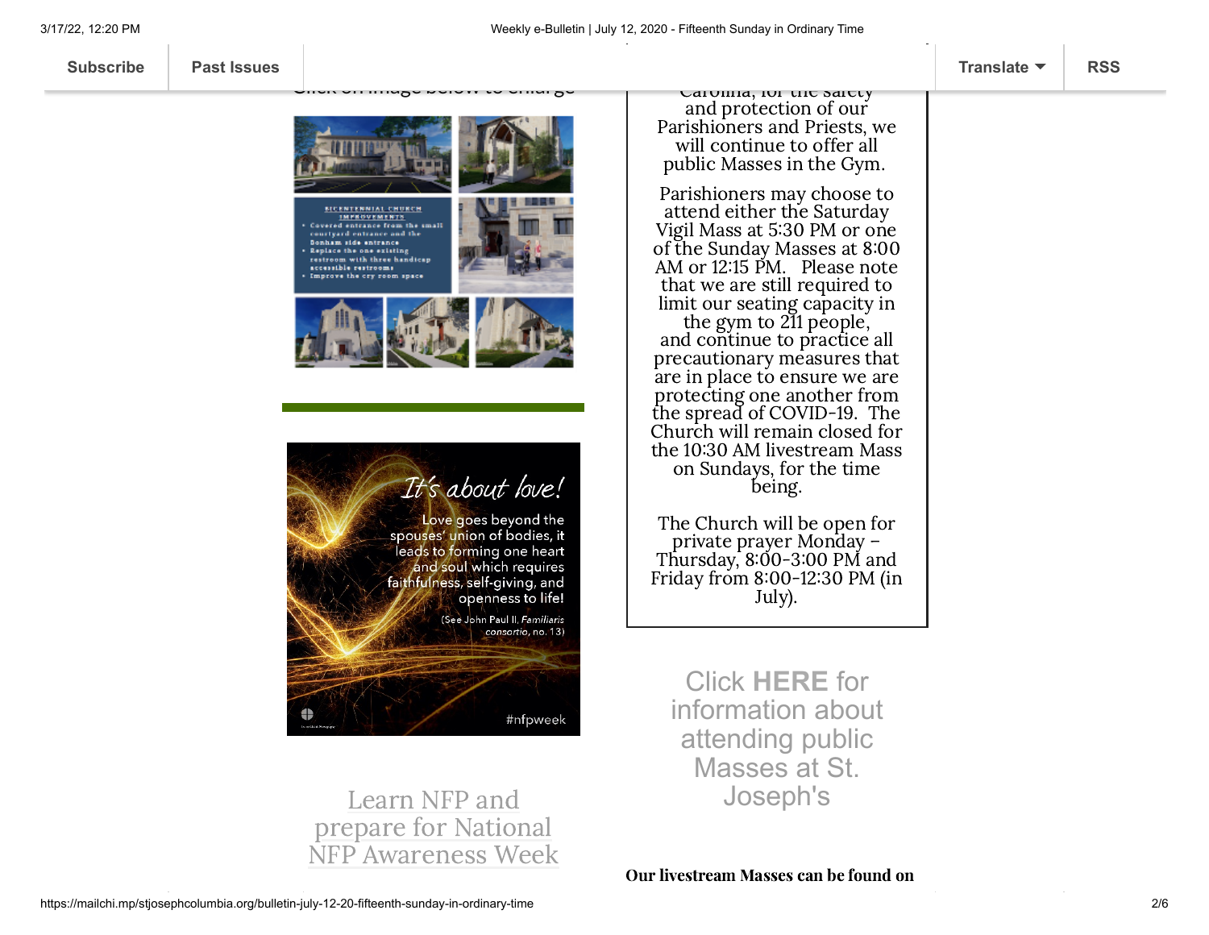Click on image below to enlarge

BICENTENNIAL CHURCH IMPROVEMENTS

- Covered entrance from the small courtyard entrance and the Bonham side entrance
- Replace the one existing restroom with three handicap accessible restrooms
- Improve the cry room space

*It's about love!*

Love goes beyond the spouses' union of bodies, it leads to forming one heart and soul which requires faithfulness, self-giving, and openness to life!

(See John Paul II, *Familiaris consortio*, no. 13)

#nfpweek

Learn NFP and prepare for National NFP Awareness Week

Carolina, for the safety and protection of our Parishioners and Priests, we will continue to offer all public Masses in the Gym.

Parishioners may choose to attend either the Saturday Vigil Mass at 5:30 PM or one of the Sunday Masses at 8:00 AM or 12:15 PM. Please note that we are still required to limit our seating capacity in the gym to 211 people, and continue to practice all precautionary measures that are in place to ensure we are protecting one another from the spread of COVID-19. The Church will remain closed for the 10:30 AM livestream Mass on Sundays, for the time being.

The Church will be open for private prayer Monday – Thursday, 8:00-3:00 PM and Friday from 8:00-12:30 PM (in July).

Click **HERE** for information about attending public Masses at St. Joseph's

**Our livestream Masses can be found on**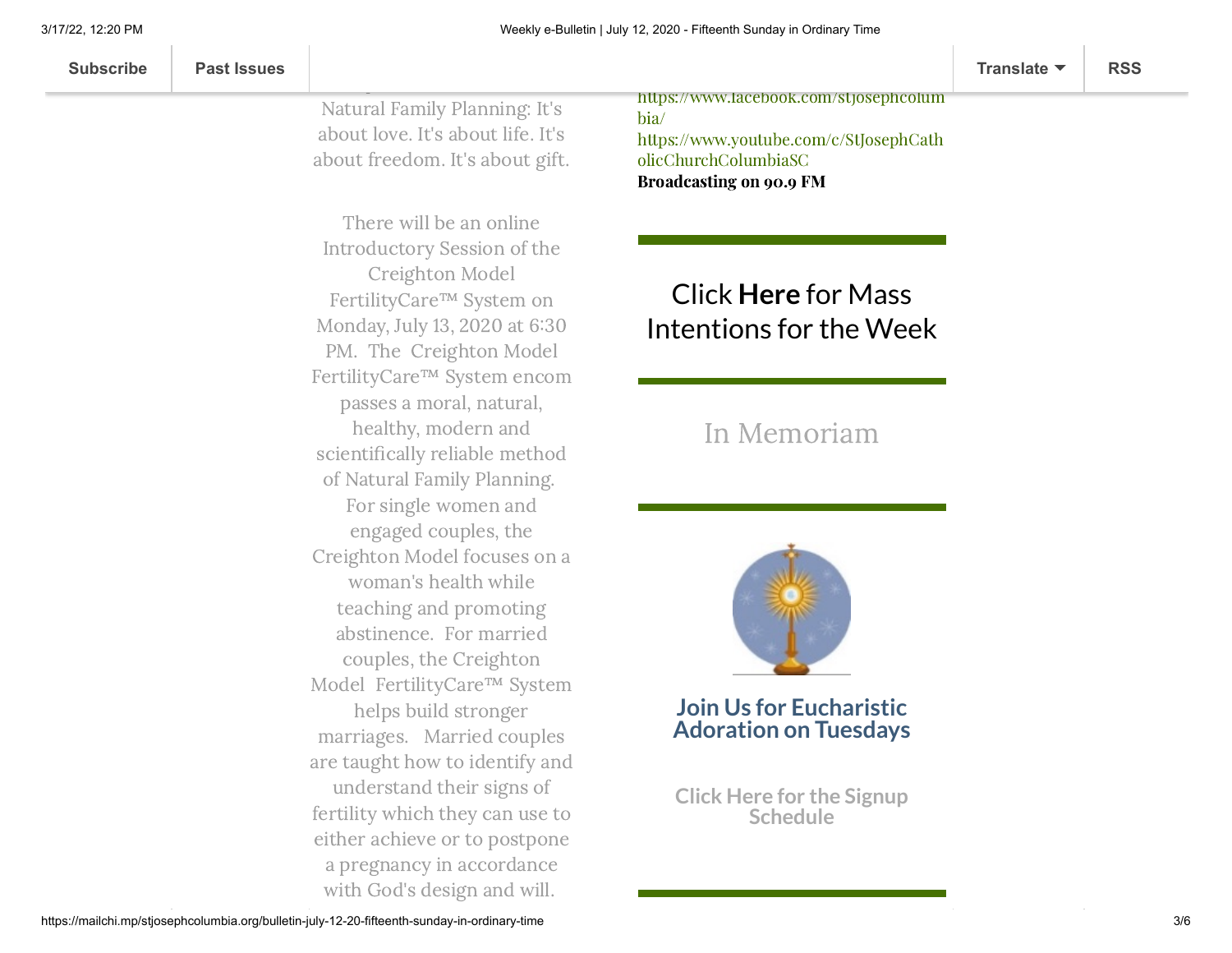Natural Family Planning: It's about love. It's about life. It's about freedom. It's about gift.

There will be an online Introductory Session of the Creighton Model FertilityCare™ System on Monday, July 13, 2020 at 6:30 PM. The Creighton Model FertilityCare™ System encompasses a moral, natural, healthy, modern and scientifically reliable method of Natural Family Planning. For single women and engaged couples, the Creighton Model focuses on a woman's health while teaching and promoting abstinence. For married couples, the Creighton Model FertilityCare™ System helps build stronger marriages. Married couples are taught how to identify and understand their signs of fertility which they can use to either achieve or to postpone a pregnancy in accordance with God's design and will.

https://www.facebook.com/stjosephcolumbia/
https://www.youtube.com/c/StJosephCatholicChurchColumbiaSC
**Broadcasting on 90.9 FM**

## Click **Here** for Mass Intentions for the Week

## In Memoriam

### Join Us for Eucharistic Adoration on Tuesdays

**Click Here for the Signup Schedule**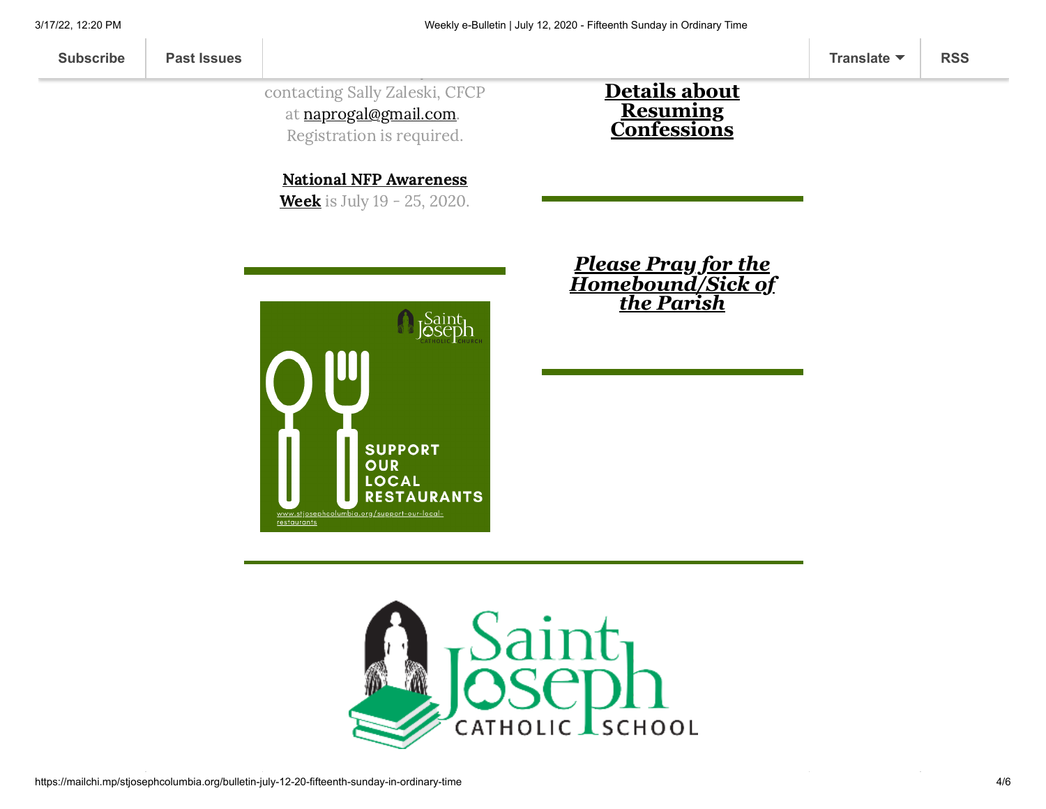contacting Sally Zaleski, CFCP at naprogal@gmail.com. Registration is required.

**National NFP Awareness Week** is July 19 - 25, 2020.

**Details about Resuming Confessions**

***Please Pray for the Homebound/Sick of the Parish***

SUPPORT OUR LOCAL RESTAURANTS

www.stjosephcolumbia.org/support-our-local-restaurants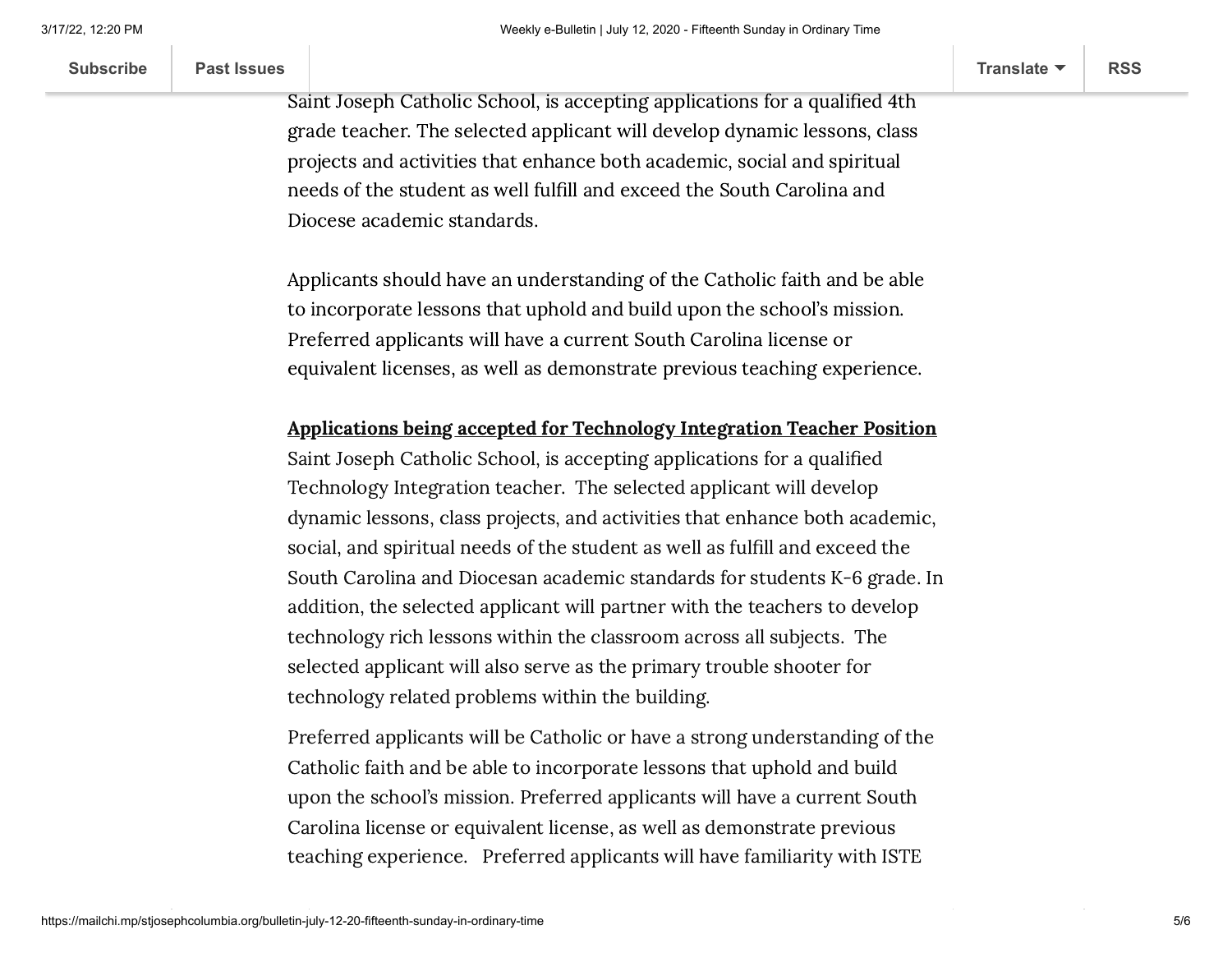Saint Joseph Catholic School, is accepting applications for a qualified 4th grade teacher. The selected applicant will develop dynamic lessons, class projects and activities that enhance both academic, social and spiritual needs of the student as well fulfill and exceed the South Carolina and Diocese academic standards.

Applicants should have an understanding of the Catholic faith and be able to incorporate lessons that uphold and build upon the school's mission. Preferred applicants will have a current South Carolina license or equivalent licenses, as well as demonstrate previous teaching experience.

**Applications being accepted for Technology Integration Teacher Position**

Saint Joseph Catholic School, is accepting applications for a qualified Technology Integration teacher. The selected applicant will develop dynamic lessons, class projects, and activities that enhance both academic, social, and spiritual needs of the student as well as fulfill and exceed the South Carolina and Diocesan academic standards for students K-6 grade. In addition, the selected applicant will partner with the teachers to develop technology rich lessons within the classroom across all subjects. The selected applicant will also serve as the primary trouble shooter for technology related problems within the building.

Preferred applicants will be Catholic or have a strong understanding of the Catholic faith and be able to incorporate lessons that uphold and build upon the school's mission. Preferred applicants will have a current South Carolina license or equivalent license, as well as demonstrate previous teaching experience. Preferred applicants will have familiarity with ISTE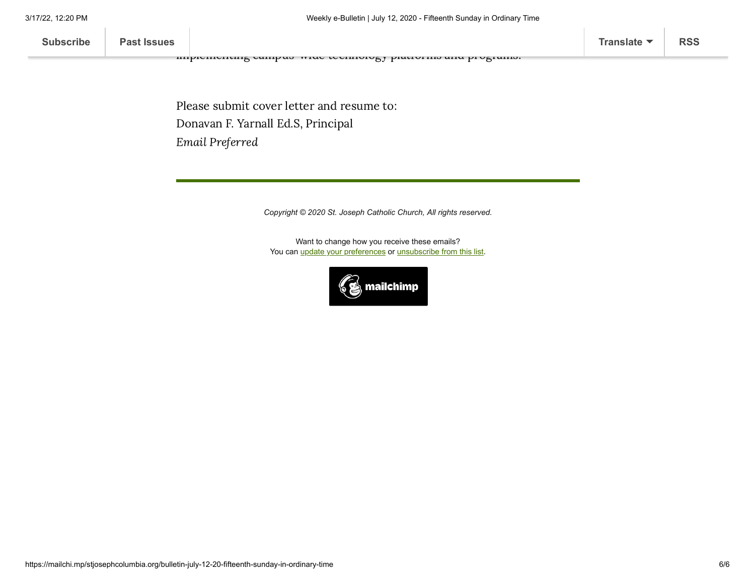implementing campus-wide technology platforms and programs.

Please submit cover letter and resume to:
Donavan F. Yarnall Ed.S, Principal
*Email Preferred*

---

*Copyright © 2020 St. Joseph Catholic Church, All rights reserved.*

Want to change how you receive these emails?
You can update your preferences or unsubscribe from this list.